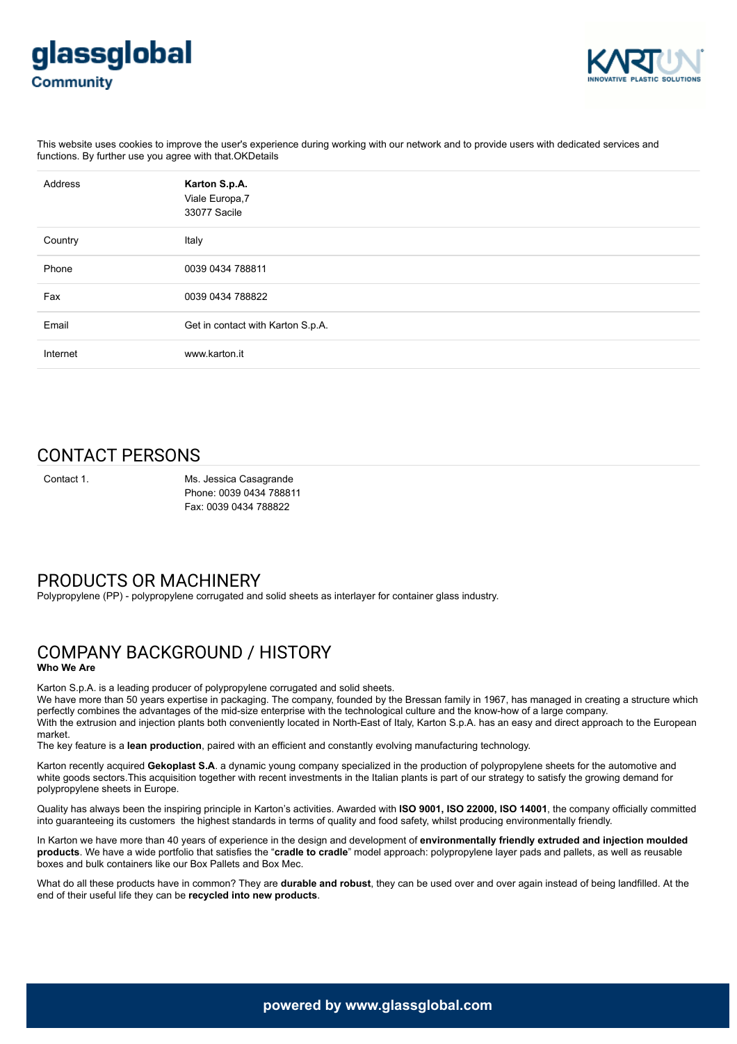# glassglobal
**Community**

This website uses cookies to improve the user's experience during working with our network and to provide users with dedicated services and functions. By further use you agree with that.OKDetails

| Address | **Karton S.p.A.**<br>Viale Europa,7<br>33077 Sacile |
|---|---|
| Country | Italy |
| Phone | 0039 0434 788811 |
| Fax | 0039 0434 788822 |
| Email | Get in contact with Karton S.p.A. |
| Internet | www.karton.it |

## CONTACT PERSONS

| Contact 1. | Ms. Jessica Casagrande<br>Phone: 0039 0434 788811<br>Fax: 0039 0434 788822 |
|---|---|

## PRODUCTS OR MACHINERY

Polypropylene (PP) - polypropylene corrugated and solid sheets as interlayer for container glass industry.

## COMPANY BACKGROUND / HISTORY

**Who We Are**

Karton S.p.A. is a leading producer of polypropylene corrugated and solid sheets.
We have more than 50 years expertise in packaging. The company, founded by the Bressan family in 1967, has managed in creating a structure which perfectly combines the advantages of the mid-size enterprise with the technological culture and the know-how of a large company.
With the extrusion and injection plants both conveniently located in North-East of Italy, Karton S.p.A. has an easy and direct approach to the European market.
The key feature is a **lean production**, paired with an efficient and constantly evolving manufacturing technology.

Karton recently acquired **Gekoplast S.A**. a dynamic young company specialized in the production of polypropylene sheets for the automotive and white goods sectors.This acquisition together with recent investments in the Italian plants is part of our strategy to satisfy the growing demand for polypropylene sheets in Europe.

Quality has always been the inspiring principle in Karton's activities. Awarded with **ISO 9001, ISO 22000, ISO 14001**, the company officially committed into guaranteeing its customers the highest standards in terms of quality and food safety, whilst producing environmentally friendly.

In Karton we have more than 40 years of experience in the design and development of **environmentally friendly extruded and injection moulded products**. We have a wide portfolio that satisfies the "**cradle to cradle**" model approach: polypropylene layer pads and pallets, as well as reusable boxes and bulk containers like our Box Pallets and Box Mec.

What do all these products have in common? They are **durable and robust**, they can be used over and over again instead of being landfilled. At the end of their useful life they can be **recycled into new products**.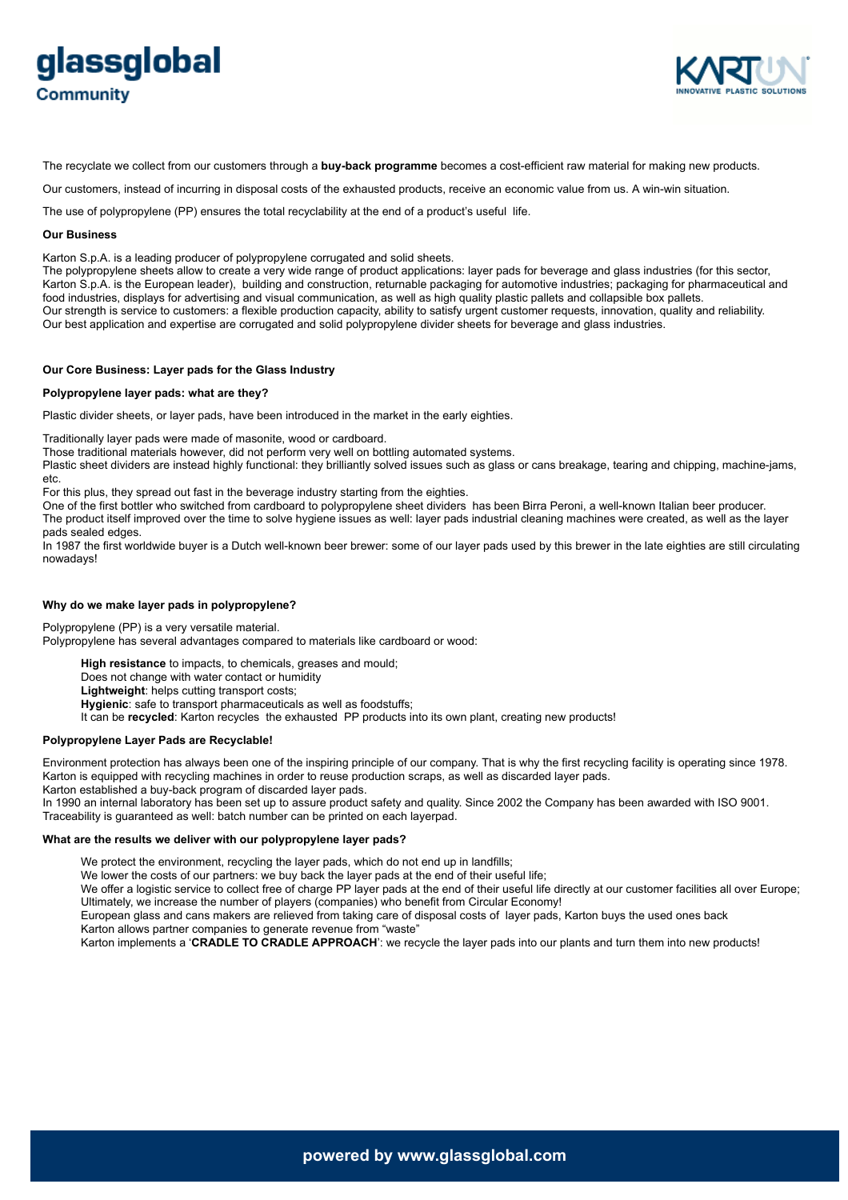The recyclate we collect from our customers through a **buy-back programme** becomes a cost-efficient raw material for making new products.

Our customers, instead of incurring in disposal costs of the exhausted products, receive an economic value from us. A win-win situation.

The use of polypropylene (PP) ensures the total recyclability at the end of a product's useful life.

**Our Business**

Karton S.p.A. is a leading producer of polypropylene corrugated and solid sheets.
The polypropylene sheets allow to create a very wide range of product applications: layer pads for beverage and glass industries (for this sector, Karton S.p.A. is the European leader), building and construction, returnable packaging for automotive industries; packaging for pharmaceutical and food industries, displays for advertising and visual communication, as well as high quality plastic pallets and collapsible box pallets.
Our strength is service to customers: a flexible production capacity, ability to satisfy urgent customer requests, innovation, quality and reliability.
Our best application and expertise are corrugated and solid polypropylene divider sheets for beverage and glass industries.

**Our Core Business: Layer pads for the Glass Industry**

**Polypropylene layer pads: what are they?**

Plastic divider sheets, or layer pads, have been introduced in the market in the early eighties.

Traditionally layer pads were made of masonite, wood or cardboard.
Those traditional materials however, did not perform very well on bottling automated systems.
Plastic sheet dividers are instead highly functional: they brilliantly solved issues such as glass or cans breakage, tearing and chipping, machine-jams, etc.
For this plus, they spread out fast in the beverage industry starting from the eighties.
One of the first bottler who switched from cardboard to polypropylene sheet dividers has been Birra Peroni, a well-known Italian beer producer.
The product itself improved over the time to solve hygiene issues as well: layer pads industrial cleaning machines were created, as well as the layer pads sealed edges.
In 1987 the first worldwide buyer is a Dutch well-known beer brewer: some of our layer pads used by this brewer in the late eighties are still circulating nowadays!

**Why do we make layer pads in polypropylene?**

Polypropylene (PP) is a very versatile material.
Polypropylene has several advantages compared to materials like cardboard or wood:

- **High resistance** to impacts, to chemicals, greases and mould;
- Does not change with water contact or humidity
- **Lightweight**: helps cutting transport costs;
- **Hygienic**: safe to transport pharmaceuticals as well as foodstuffs;
- It can be **recycled**: Karton recycles the exhausted PP products into its own plant, creating new products!

**Polypropylene Layer Pads are Recyclable!**

Environment protection has always been one of the inspiring principle of our company. That is why the first recycling facility is operating since 1978.
Karton is equipped with recycling machines in order to reuse production scraps, as well as discarded layer pads.
Karton established a buy-back program of discarded layer pads.
In 1990 an internal laboratory has been set up to assure product safety and quality. Since 2002 the Company has been awarded with ISO 9001.
Traceability is guaranteed as well: batch number can be printed on each layerpad.

**What are the results we deliver with our polypropylene layer pads?**

- We protect the environment, recycling the layer pads, which do not end up in landfills;
- We lower the costs of our partners: we buy back the layer pads at the end of their useful life;
- We offer a logistic service to collect free of charge PP layer pads at the end of their useful life directly at our customer facilities all over Europe;
- Ultimately, we increase the number of players (companies) who benefit from Circular Economy!
- European glass and cans makers are relieved from taking care of disposal costs of layer pads, Karton buys the used ones back
- Karton allows partner companies to generate revenue from "waste"
- Karton implements a '**CRADLE TO CRADLE APPROACH**': we recycle the layer pads into our plants and turn them into new products!